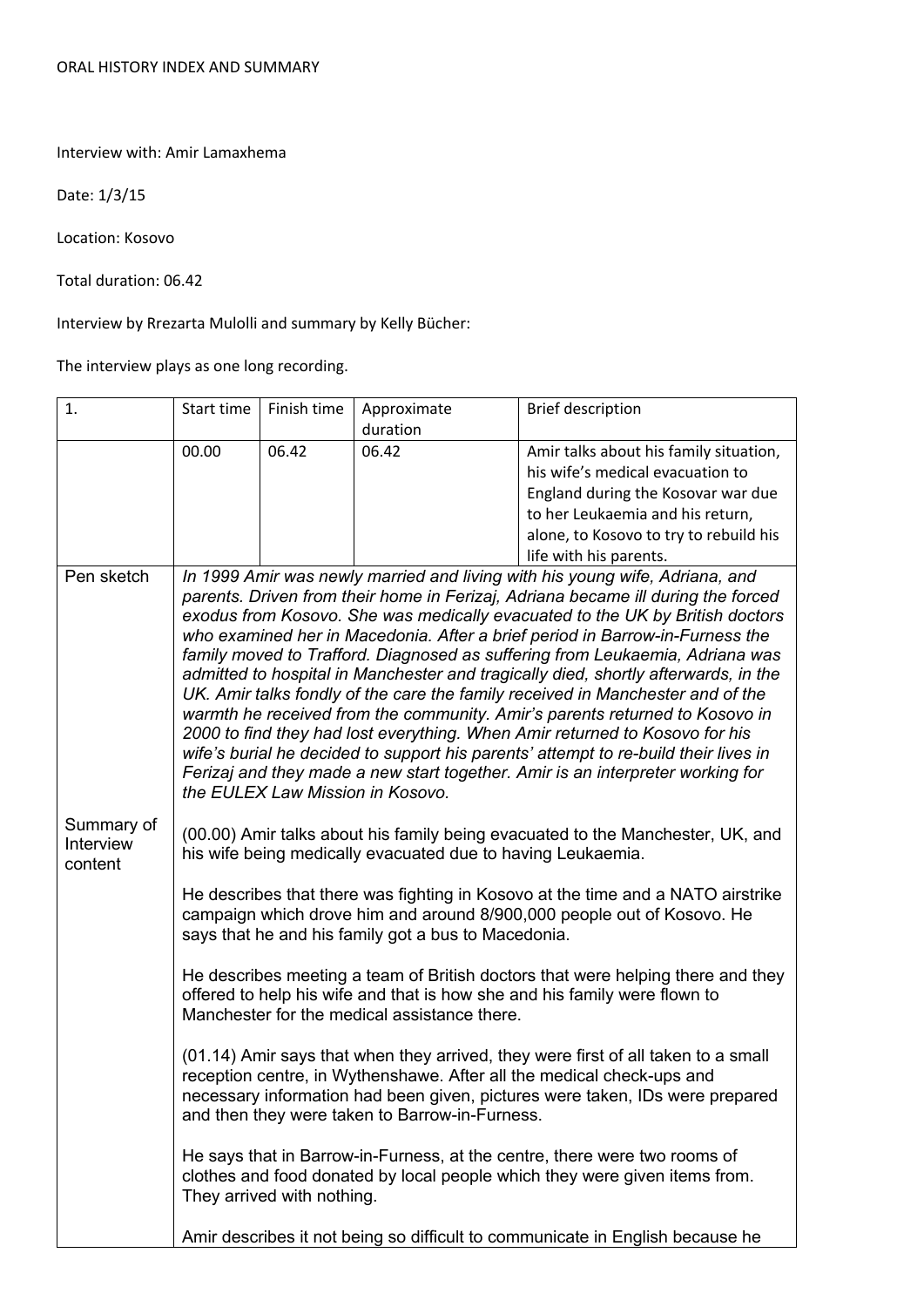ORAL HISTORY INDEX AND SUMMARY

Interview with: Amir Lamaxhema

Date: 1/3/15

Location: Kosovo

Total duration: 06.42

Interview by Rrezarta Mulolli and summary by Kelly Bücher:

The interview plays as one long recording.

| 1. | Start time | Finish time | Approximate duration | Brief description |
|---|---|---|---|---|
| | 00.00 | 06.42 | 06.42 | Amir talks about his family situation, his wife's medical evacuation to England during the Kosovar war due to her Leukaemia and his return, alone, to Kosovo to try to rebuild his life with his parents. |
| Pen sketch | *In 1999 Amir was newly married and living with his young wife, Adriana, and parents. Driven from their home in Ferizaj, Adriana became ill during the forced exodus from Kosovo. She was medically evacuated to the UK by British doctors who examined her in Macedonia. After a brief period in Barrow-in-Furness the family moved to Trafford. Diagnosed as suffering from Leukaemia, Adriana was admitted to hospital in Manchester and tragically died, shortly afterwards, in the UK. Amir talks fondly of the care the family received in Manchester and of the warmth he received from the community. Amir's parents returned to Kosovo in 2000 to find they had lost everything. When Amir returned to Kosovo for his wife's burial he decided to support his parents' attempt to re-build their lives in Ferizaj and they made a new start together. Amir is an interpreter working for the EULEX Law Mission in Kosovo.* | | | |
| Summary of Interview content | (00.00) Amir talks about his family being evacuated to the Manchester, UK, and his wife being medically evacuated due to having Leukaemia.<br><br>He describes that there was fighting in Kosovo at the time and a NATO airstrike campaign which drove him and around 8/900,000 people out of Kosovo. He says that he and his family got a bus to Macedonia.<br><br>He describes meeting a team of British doctors that were helping there and they offered to help his wife and that is how she and his family were flown to Manchester for the medical assistance there.<br><br>(01.14) Amir says that when they arrived, they were first of all taken to a small reception centre, in Wythenshawe. After all the medical check-ups and necessary information had been given, pictures were taken, IDs were prepared and then they were taken to Barrow-in-Furness.<br><br>He says that in Barrow-in-Furness, at the centre, there were two rooms of clothes and food donated by local people which they were given items from. They arrived with nothing.<br><br>Amir describes it not being so difficult to communicate in English because he | | | |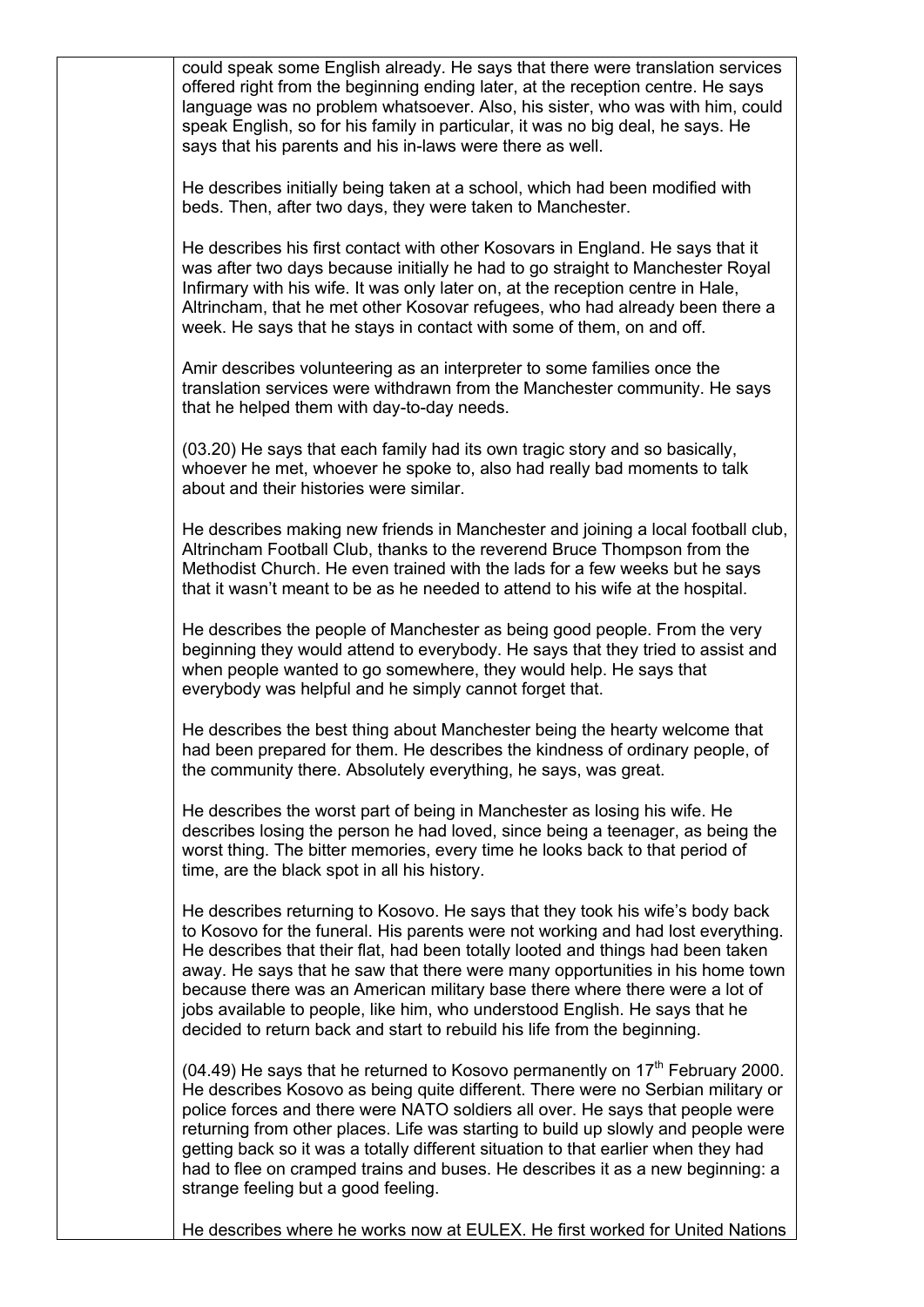could speak some English already. He says that there were translation services offered right from the beginning ending later, at the reception centre. He says language was no problem whatsoever. Also, his sister, who was with him, could speak English, so for his family in particular, it was no big deal, he says. He says that his parents and his in-laws were there as well.

He describes initially being taken at a school, which had been modified with beds. Then, after two days, they were taken to Manchester.

He describes his first contact with other Kosovars in England. He says that it was after two days because initially he had to go straight to Manchester Royal Infirmary with his wife. It was only later on, at the reception centre in Hale, Altrincham, that he met other Kosovar refugees, who had already been there a week. He says that he stays in contact with some of them, on and off.

Amir describes volunteering as an interpreter to some families once the translation services were withdrawn from the Manchester community. He says that he helped them with day-to-day needs.

(03.20) He says that each family had its own tragic story and so basically, whoever he met, whoever he spoke to, also had really bad moments to talk about and their histories were similar.

He describes making new friends in Manchester and joining a local football club, Altrincham Football Club, thanks to the reverend Bruce Thompson from the Methodist Church. He even trained with the lads for a few weeks but he says that it wasn't meant to be as he needed to attend to his wife at the hospital.

He describes the people of Manchester as being good people. From the very beginning they would attend to everybody. He says that they tried to assist and when people wanted to go somewhere, they would help. He says that everybody was helpful and he simply cannot forget that.

He describes the best thing about Manchester being the hearty welcome that had been prepared for them. He describes the kindness of ordinary people, of the community there. Absolutely everything, he says, was great.

He describes the worst part of being in Manchester as losing his wife. He describes losing the person he had loved, since being a teenager, as being the worst thing. The bitter memories, every time he looks back to that period of time, are the black spot in all his history.

He describes returning to Kosovo. He says that they took his wife's body back to Kosovo for the funeral. His parents were not working and had lost everything. He describes that their flat, had been totally looted and things had been taken away. He says that he saw that there were many opportunities in his home town because there was an American military base there where there were a lot of jobs available to people, like him, who understood English. He says that he decided to return back and start to rebuild his life from the beginning.

(04.49) He says that he returned to Kosovo permanently on 17th February 2000. He describes Kosovo as being quite different. There were no Serbian military or police forces and there were NATO soldiers all over. He says that people were returning from other places. Life was starting to build up slowly and people were getting back so it was a totally different situation to that earlier when they had had to flee on cramped trains and buses. He describes it as a new beginning: a strange feeling but a good feeling.

He describes where he works now at EULEX. He first worked for United Nations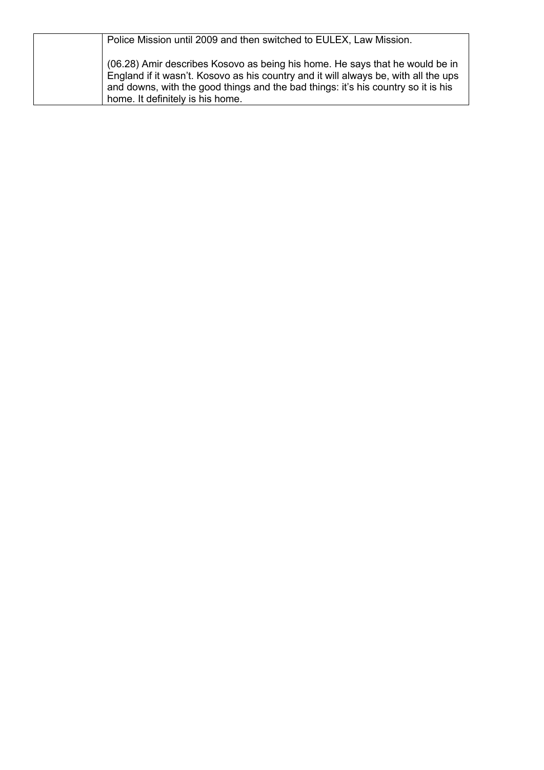| | |
|---|---|
| | Police Mission until 2009 and then switched to EULEX, Law Mission.<br><br>(06.28) Amir describes Kosovo as being his home. He says that he would be in England if it wasn't. Kosovo as his country and it will always be, with all the ups and downs, with the good things and the bad things: it's his country so it is his home. It definitely is his home. |